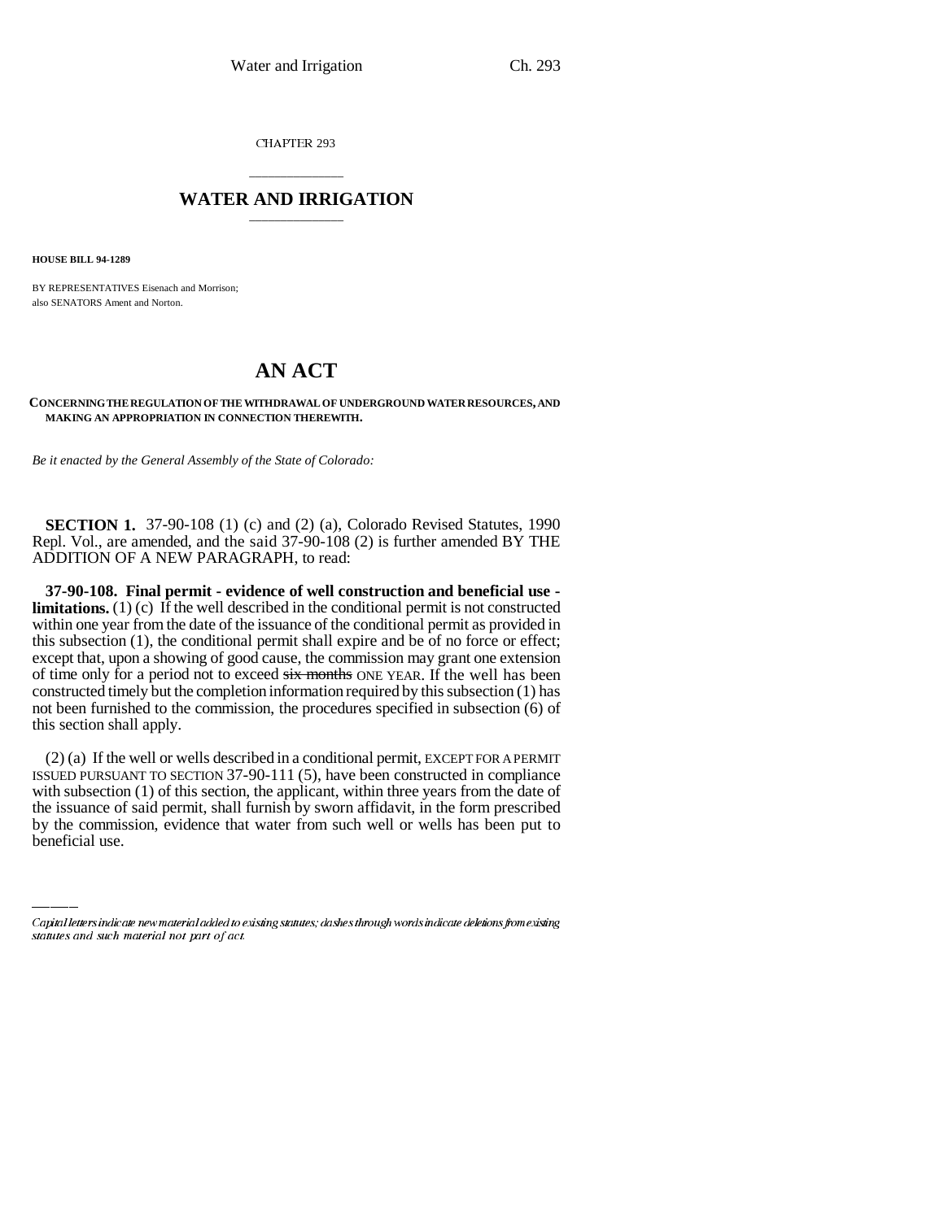CHAPTER 293

# WATER AND IRRIGATION

**HOUSE BILL 94-1289**

BY REPRESENTATIVES Eisenach and Morrison;
also SENATORS Ament and Norton.

# AN ACT

**CONCERNING THE REGULATION OF THE WITHDRAWAL OF UNDERGROUND WATER RESOURCES, AND MAKING AN APPROPRIATION IN CONNECTION THEREWITH.**

*Be it enacted by the General Assembly of the State of Colorado:*

**SECTION 1.** 37-90-108 (1) (c) and (2) (a), Colorado Revised Statutes, 1990 Repl. Vol., are amended, and the said 37-90-108 (2) is further amended BY THE ADDITION OF A NEW PARAGRAPH, to read:

**37-90-108. Final permit - evidence of well construction and beneficial use - limitations.** (1) (c) If the well described in the conditional permit is not constructed within one year from the date of the issuance of the conditional permit as provided in this subsection (1), the conditional permit shall expire and be of no force or effect; except that, upon a showing of good cause, the commission may grant one extension of time only for a period not to exceed ~~six months~~ ONE YEAR. If the well has been constructed timely but the completion information required by this subsection (1) has not been furnished to the commission, the procedures specified in subsection (6) of this section shall apply.

(2) (a) If the well or wells described in a conditional permit, EXCEPT FOR A PERMIT ISSUED PURSUANT TO SECTION 37-90-111 (5), have been constructed in compliance with subsection (1) of this section, the applicant, within three years from the date of the issuance of said permit, shall furnish by sworn affidavit, in the form prescribed by the commission, evidence that water from such well or wells has been put to beneficial use.

---

*Capital letters indicate new material added to existing statutes; dashes through words indicate deletions from existing statutes and such material not part of act.*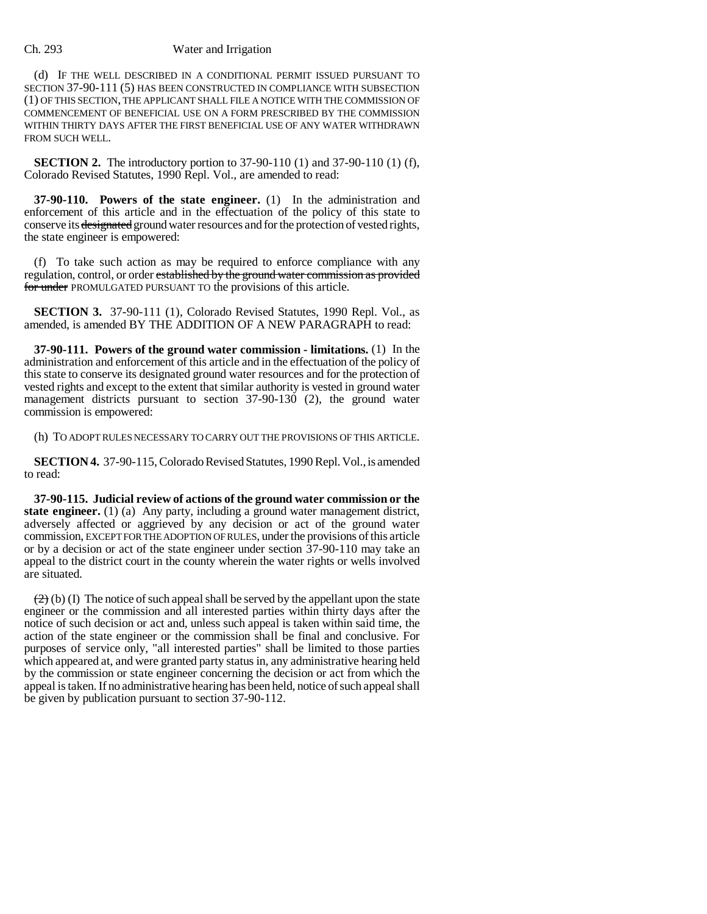(d) IF THE WELL DESCRIBED IN A CONDITIONAL PERMIT ISSUED PURSUANT TO SECTION 37-90-111 (5) HAS BEEN CONSTRUCTED IN COMPLIANCE WITH SUBSECTION (1) OF THIS SECTION, THE APPLICANT SHALL FILE A NOTICE WITH THE COMMISSION OF COMMENCEMENT OF BENEFICIAL USE ON A FORM PRESCRIBED BY THE COMMISSION WITHIN THIRTY DAYS AFTER THE FIRST BENEFICIAL USE OF ANY WATER WITHDRAWN FROM SUCH WELL.

**SECTION 2.** The introductory portion to 37-90-110 (1) and 37-90-110 (1) (f), Colorado Revised Statutes, 1990 Repl. Vol., are amended to read:

**37-90-110. Powers of the state engineer.** (1) In the administration and enforcement of this article and in the effectuation of the policy of this state to conserve its ~~designated~~ ground water resources and for the protection of vested rights, the state engineer is empowered:

(f) To take such action as may be required to enforce compliance with any regulation, control, or order ~~established by the ground water commission as provided for under~~ PROMULGATED PURSUANT TO the provisions of this article.

**SECTION 3.** 37-90-111 (1), Colorado Revised Statutes, 1990 Repl. Vol., as amended, is amended BY THE ADDITION OF A NEW PARAGRAPH to read:

**37-90-111. Powers of the ground water commission - limitations.** (1) In the administration and enforcement of this article and in the effectuation of the policy of this state to conserve its designated ground water resources and for the protection of vested rights and except to the extent that similar authority is vested in ground water management districts pursuant to section 37-90-130 (2), the ground water commission is empowered:

(h) TO ADOPT RULES NECESSARY TO CARRY OUT THE PROVISIONS OF THIS ARTICLE.

**SECTION 4.** 37-90-115, Colorado Revised Statutes, 1990 Repl. Vol., is amended to read:

**37-90-115. Judicial review of actions of the ground water commission or the state engineer.** (1) (a) Any party, including a ground water management district, adversely affected or aggrieved by any decision or act of the ground water commission, EXCEPT FOR THE ADOPTION OF RULES, under the provisions of this article or by a decision or act of the state engineer under section 37-90-110 may take an appeal to the district court in the county wherein the water rights or wells involved are situated.

~~(2)~~ (b) (I) The notice of such appeal shall be served by the appellant upon the state engineer or the commission and all interested parties within thirty days after the notice of such decision or act and, unless such appeal is taken within said time, the action of the state engineer or the commission shall be final and conclusive. For purposes of service only, "all interested parties" shall be limited to those parties which appeared at, and were granted party status in, any administrative hearing held by the commission or state engineer concerning the decision or act from which the appeal is taken. If no administrative hearing has been held, notice of such appeal shall be given by publication pursuant to section 37-90-112.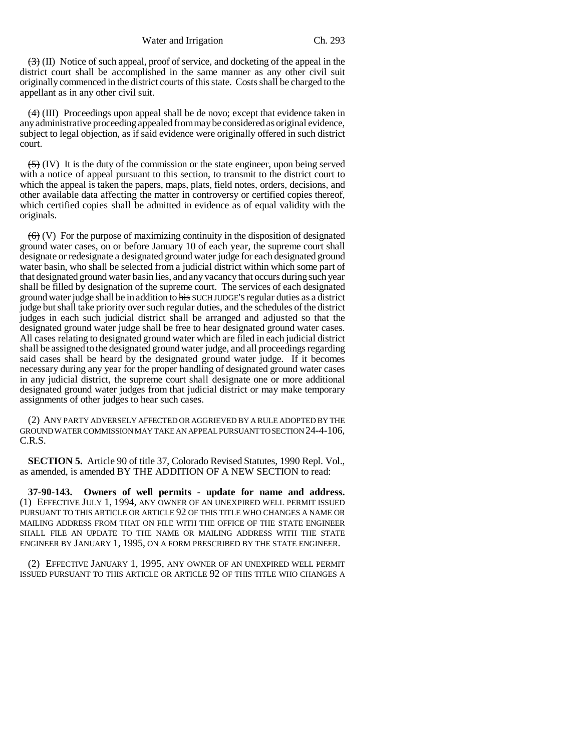~~(3)~~ (II) Notice of such appeal, proof of service, and docketing of the appeal in the district court shall be accomplished in the same manner as any other civil suit originally commenced in the district courts of this state. Costs shall be charged to the appellant as in any other civil suit.

~~(4)~~ (III) Proceedings upon appeal shall be de novo; except that evidence taken in any administrative proceeding appealed from may be considered as original evidence, subject to legal objection, as if said evidence were originally offered in such district court.

~~(5)~~ (IV) It is the duty of the commission or the state engineer, upon being served with a notice of appeal pursuant to this section, to transmit to the district court to which the appeal is taken the papers, maps, plats, field notes, orders, decisions, and other available data affecting the matter in controversy or certified copies thereof, which certified copies shall be admitted in evidence as of equal validity with the originals.

~~(6)~~ (V) For the purpose of maximizing continuity in the disposition of designated ground water cases, on or before January 10 of each year, the supreme court shall designate or redesignate a designated ground water judge for each designated ground water basin, who shall be selected from a judicial district within which some part of that designated ground water basin lies, and any vacancy that occurs during such year shall be filled by designation of the supreme court. The services of each designated ground water judge shall be in addition to ~~his~~ SUCH JUDGE'S regular duties as a district judge but shall take priority over such regular duties, and the schedules of the district judges in each such judicial district shall be arranged and adjusted so that the designated ground water judge shall be free to hear designated ground water cases. All cases relating to designated ground water which are filed in each judicial district shall be assigned to the designated ground water judge, and all proceedings regarding said cases shall be heard by the designated ground water judge. If it becomes necessary during any year for the proper handling of designated ground water cases in any judicial district, the supreme court shall designate one or more additional designated ground water judges from that judicial district or may make temporary assignments of other judges to hear such cases.

(2) ANY PARTY ADVERSELY AFFECTED OR AGGRIEVED BY A RULE ADOPTED BY THE GROUND WATER COMMISSION MAY TAKE AN APPEAL PURSUANT TO SECTION 24-4-106, C.R.S.

**SECTION 5.** Article 90 of title 37, Colorado Revised Statutes, 1990 Repl. Vol., as amended, is amended BY THE ADDITION OF A NEW SECTION to read:

**37-90-143. Owners of well permits - update for name and address.** (1) EFFECTIVE JULY 1, 1994, ANY OWNER OF AN UNEXPIRED WELL PERMIT ISSUED PURSUANT TO THIS ARTICLE OR ARTICLE 92 OF THIS TITLE WHO CHANGES A NAME OR MAILING ADDRESS FROM THAT ON FILE WITH THE OFFICE OF THE STATE ENGINEER SHALL FILE AN UPDATE TO THE NAME OR MAILING ADDRESS WITH THE STATE ENGINEER BY JANUARY 1, 1995, ON A FORM PRESCRIBED BY THE STATE ENGINEER.

(2) EFFECTIVE JANUARY 1, 1995, ANY OWNER OF AN UNEXPIRED WELL PERMIT ISSUED PURSUANT TO THIS ARTICLE OR ARTICLE 92 OF THIS TITLE WHO CHANGES A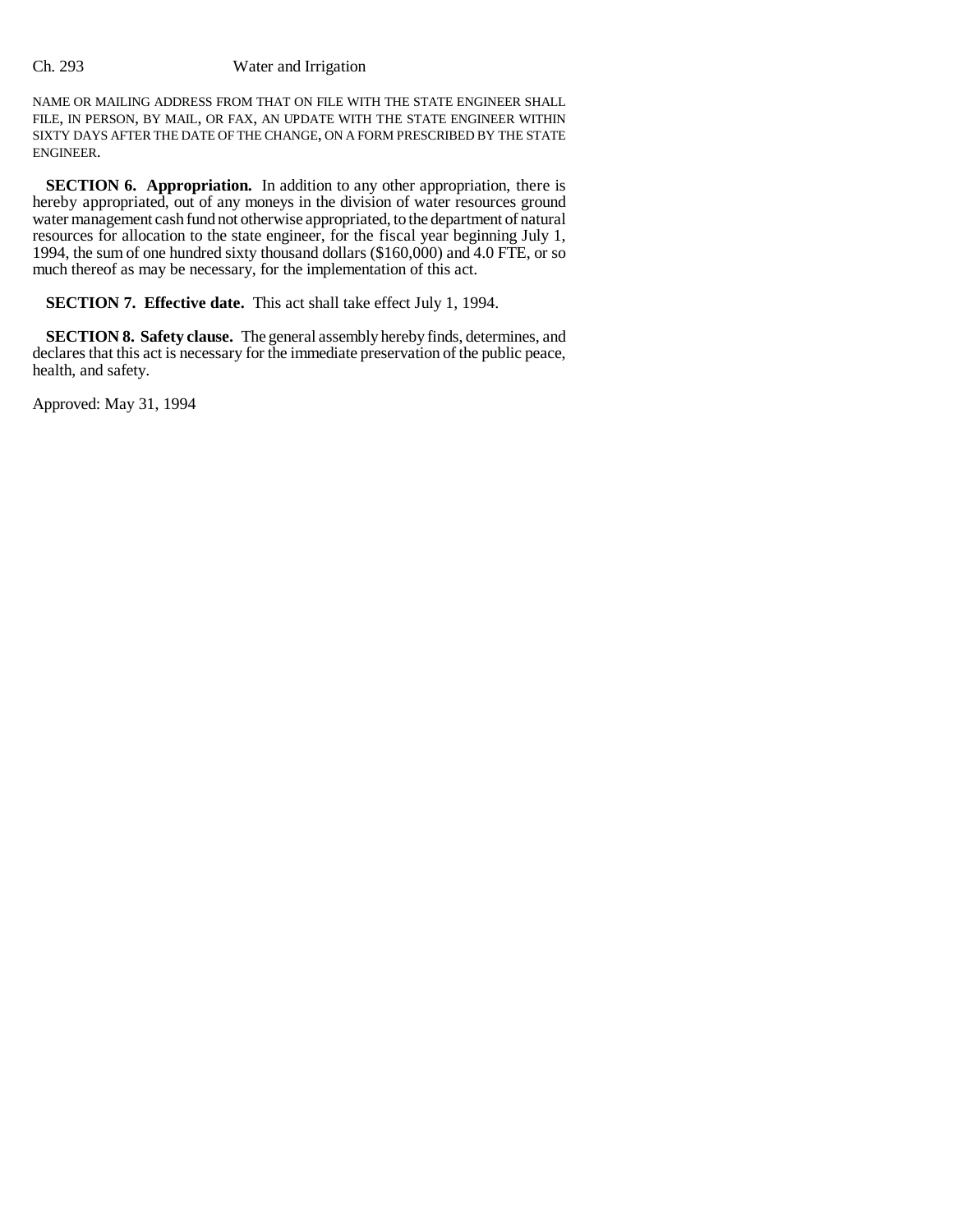NAME OR MAILING ADDRESS FROM THAT ON FILE WITH THE STATE ENGINEER SHALL FILE, IN PERSON, BY MAIL, OR FAX, AN UPDATE WITH THE STATE ENGINEER WITHIN SIXTY DAYS AFTER THE DATE OF THE CHANGE, ON A FORM PRESCRIBED BY THE STATE ENGINEER.

**SECTION 6. Appropriation.** In addition to any other appropriation, there is hereby appropriated, out of any moneys in the division of water resources ground water management cash fund not otherwise appropriated, to the department of natural resources for allocation to the state engineer, for the fiscal year beginning July 1, 1994, the sum of one hundred sixty thousand dollars ($160,000) and 4.0 FTE, or so much thereof as may be necessary, for the implementation of this act.

**SECTION 7. Effective date.** This act shall take effect July 1, 1994.

**SECTION 8. Safety clause.** The general assembly hereby finds, determines, and declares that this act is necessary for the immediate preservation of the public peace, health, and safety.

Approved: May 31, 1994